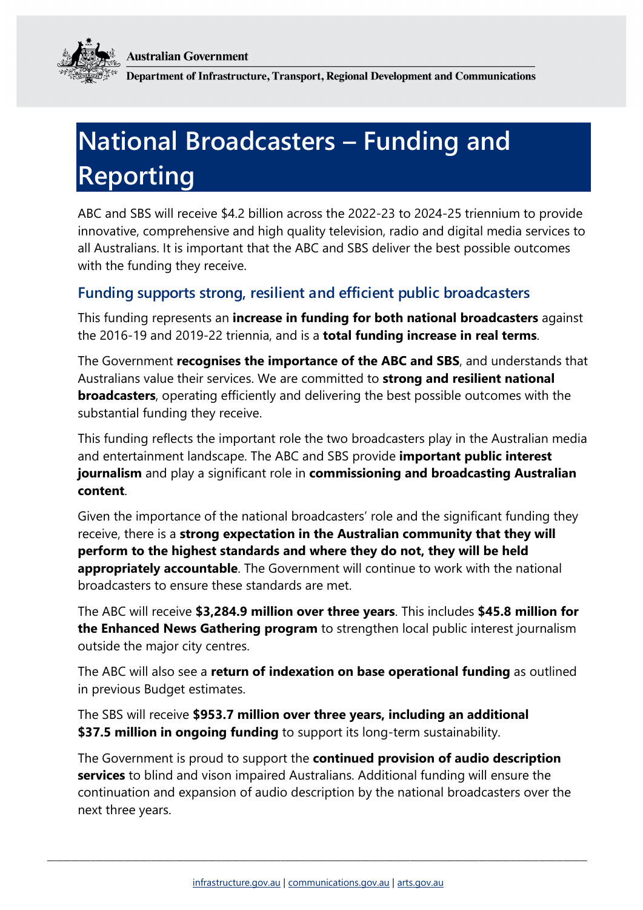Australian Government

Department of Infrastructure, Transport, Regional Development and Communications

# National Broadcasters – Funding and Reporting

ABC and SBS will receive $4.2 billion across the 2022-23 to 2024-25 triennium to provide innovative, comprehensive and high quality television, radio and digital media services to all Australians. It is important that the ABC and SBS deliver the best possible outcomes with the funding they receive.

## Funding supports strong, resilient and efficient public broadcasters

This funding represents an **increase in funding for both national broadcasters** against the 2016-19 and 2019-22 triennia, and is a **total funding increase in real terms**.

The Government **recognises the importance of the ABC and SBS**, and understands that Australians value their services. We are committed to **strong and resilient national broadcasters**, operating efficiently and delivering the best possible outcomes with the substantial funding they receive.

This funding reflects the important role the two broadcasters play in the Australian media and entertainment landscape. The ABC and SBS provide **important public interest journalism** and play a significant role in **commissioning and broadcasting Australian content**.

Given the importance of the national broadcasters' role and the significant funding they receive, there is a **strong expectation in the Australian community that they will perform to the highest standards and where they do not, they will be held appropriately accountable**. The Government will continue to work with the national broadcasters to ensure these standards are met.

The ABC will receive **$3,284.9 million over three years**. This includes **$45.8 million for the Enhanced News Gathering program** to strengthen local public interest journalism outside the major city centres.

The ABC will also see a **return of indexation on base operational funding** as outlined in previous Budget estimates.

The SBS will receive **$953.7 million over three years, including an additional $37.5 million in ongoing funding** to support its long-term sustainability.

The Government is proud to support the **continued provision of audio description services** to blind and vison impaired Australians. Additional funding will ensure the continuation and expansion of audio description by the national broadcasters over the next three years.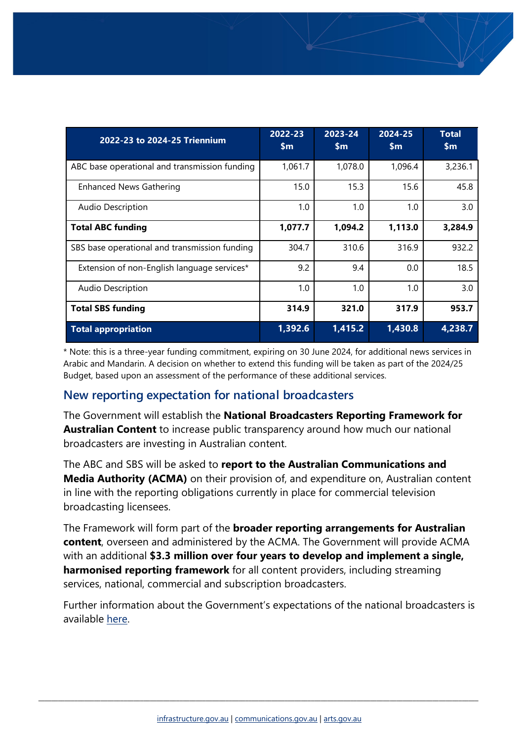| 2022-23 to 2024-25 Triennium | 2022-23 $m | 2023-24 $m | 2024-25 $m | Total $m |
|---|---|---|---|---|
| ABC base operational and transmission funding | 1,061.7 | 1,078.0 | 1,096.4 | 3,236.1 |
| Enhanced News Gathering | 15.0 | 15.3 | 15.6 | 45.8 |
| Audio Description | 1.0 | 1.0 | 1.0 | 3.0 |
| **Total ABC funding** | **1,077.7** | **1,094.2** | **1,113.0** | **3,284.9** |
| SBS base operational and transmission funding | 304.7 | 310.6 | 316.9 | 932.2 |
| Extension of non-English language services* | 9.2 | 9.4 | 0.0 | 18.5 |
| Audio Description | 1.0 | 1.0 | 1.0 | 3.0 |
| **Total SBS funding** | **314.9** | **321.0** | **317.9** | **953.7** |
| **Total appropriation** | **1,392.6** | **1,415.2** | **1,430.8** | **4,238.7** |

* Note: this is a three-year funding commitment, expiring on 30 June 2024, for additional news services in Arabic and Mandarin. A decision on whether to extend this funding will be taken as part of the 2024/25 Budget, based upon an assessment of the performance of these additional services.

## New reporting expectation for national broadcasters

The Government will establish the **National Broadcasters Reporting Framework for Australian Content** to increase public transparency around how much our national broadcasters are investing in Australian content.

The ABC and SBS will be asked to **report to the Australian Communications and Media Authority (ACMA)** on their provision of, and expenditure on, Australian content in line with the reporting obligations currently in place for commercial television broadcasting licensees.

The Framework will form part of the **broader reporting arrangements for Australian content**, overseen and administered by the ACMA. The Government will provide ACMA with an additional **$3.3 million over four years to develop and implement a single, harmonised reporting framework** for all content providers, including streaming services, national, commercial and subscription broadcasters.

Further information about the Government's expectations of the national broadcasters is available here.